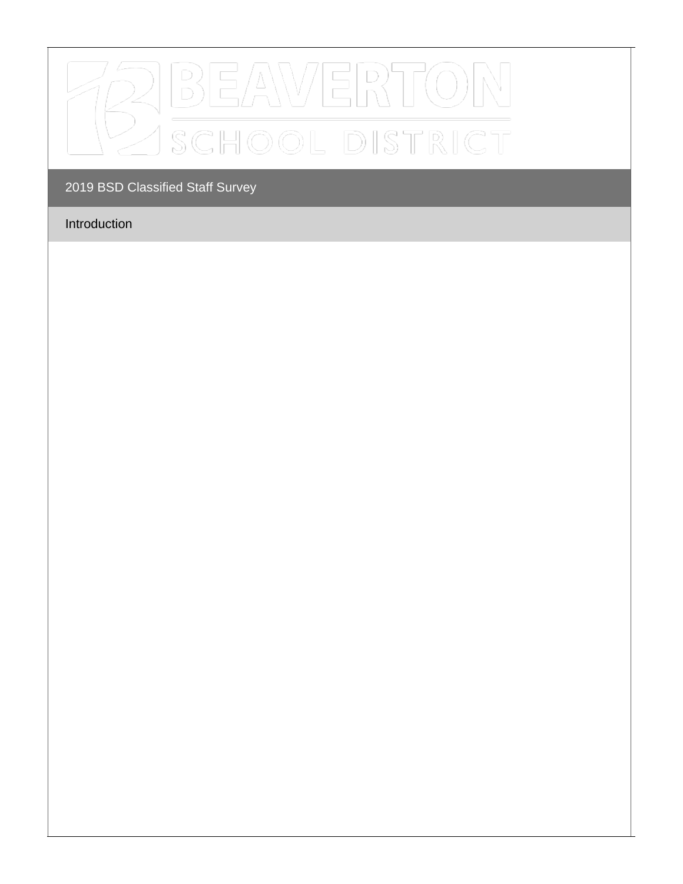# 2019 BSD Classified Staff Survey

## Introduction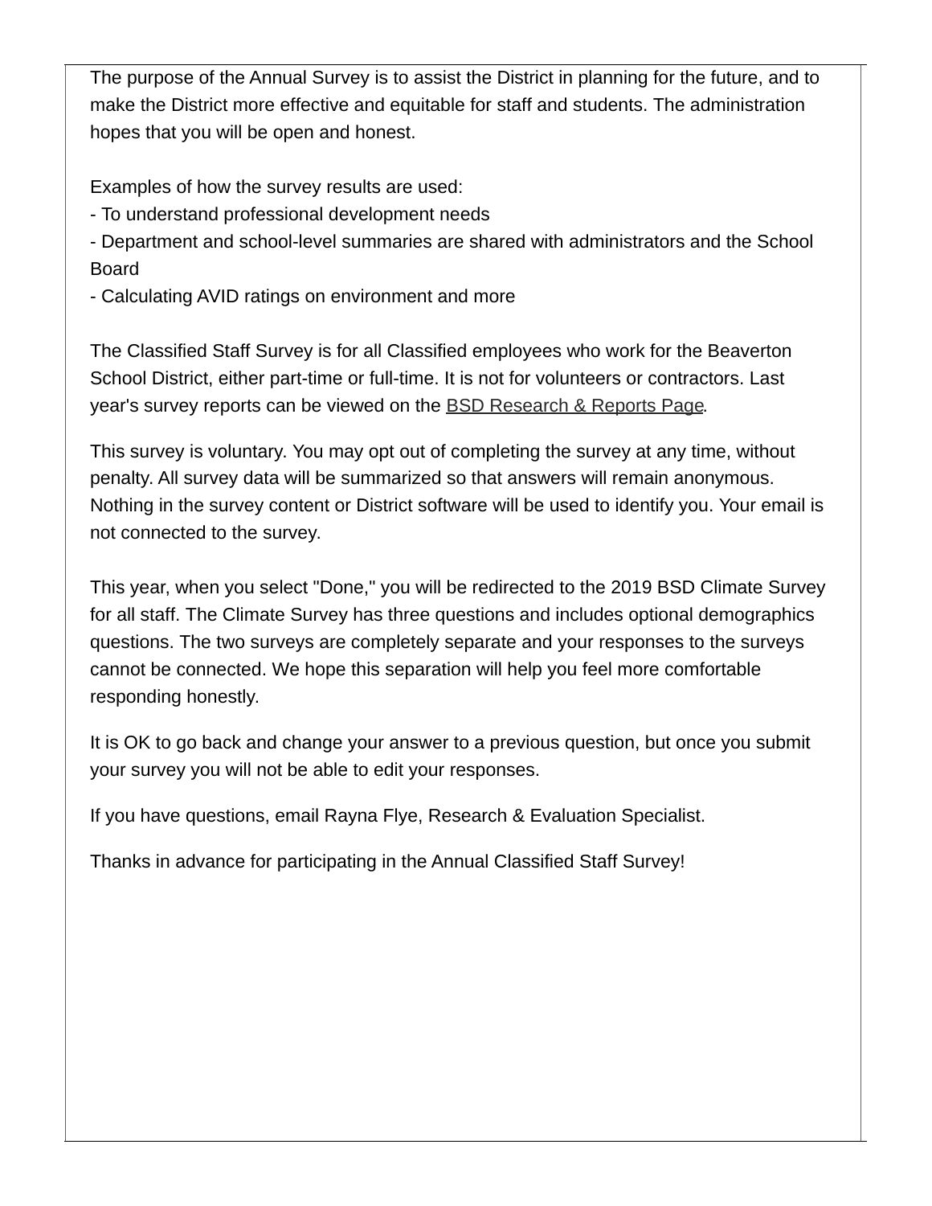The purpose of the Annual Survey is to assist the District in planning for the future, and to make the District more effective and equitable for staff and students. The administration hopes that you will be open and honest.

Examples of how the survey results are used:

- To understand professional development needs
- Department and school-level summaries are shared with administrators and the School Board
- Calculating AVID ratings on environment and more

The Classified Staff Survey is for all Classified employees who work for the Beaverton School District, either part-time or full-time. It is not for volunteers or contractors. Last year's survey reports can be viewed on the BSD Research & Reports Page.

This survey is voluntary. You may opt out of completing the survey at any time, without penalty. All survey data will be summarized so that answers will remain anonymous. Nothing in the survey content or District software will be used to identify you. Your email is not connected to the survey.

This year, when you select "Done," you will be redirected to the 2019 BSD Climate Survey for all staff. The Climate Survey has three questions and includes optional demographics questions. The two surveys are completely separate and your responses to the surveys cannot be connected. We hope this separation will help you feel more comfortable responding honestly.

It is OK to go back and change your answer to a previous question, but once you submit your survey you will not be able to edit your responses.

If you have questions, email Rayna Flye, Research & Evaluation Specialist.

Thanks in advance for participating in the Annual Classified Staff Survey!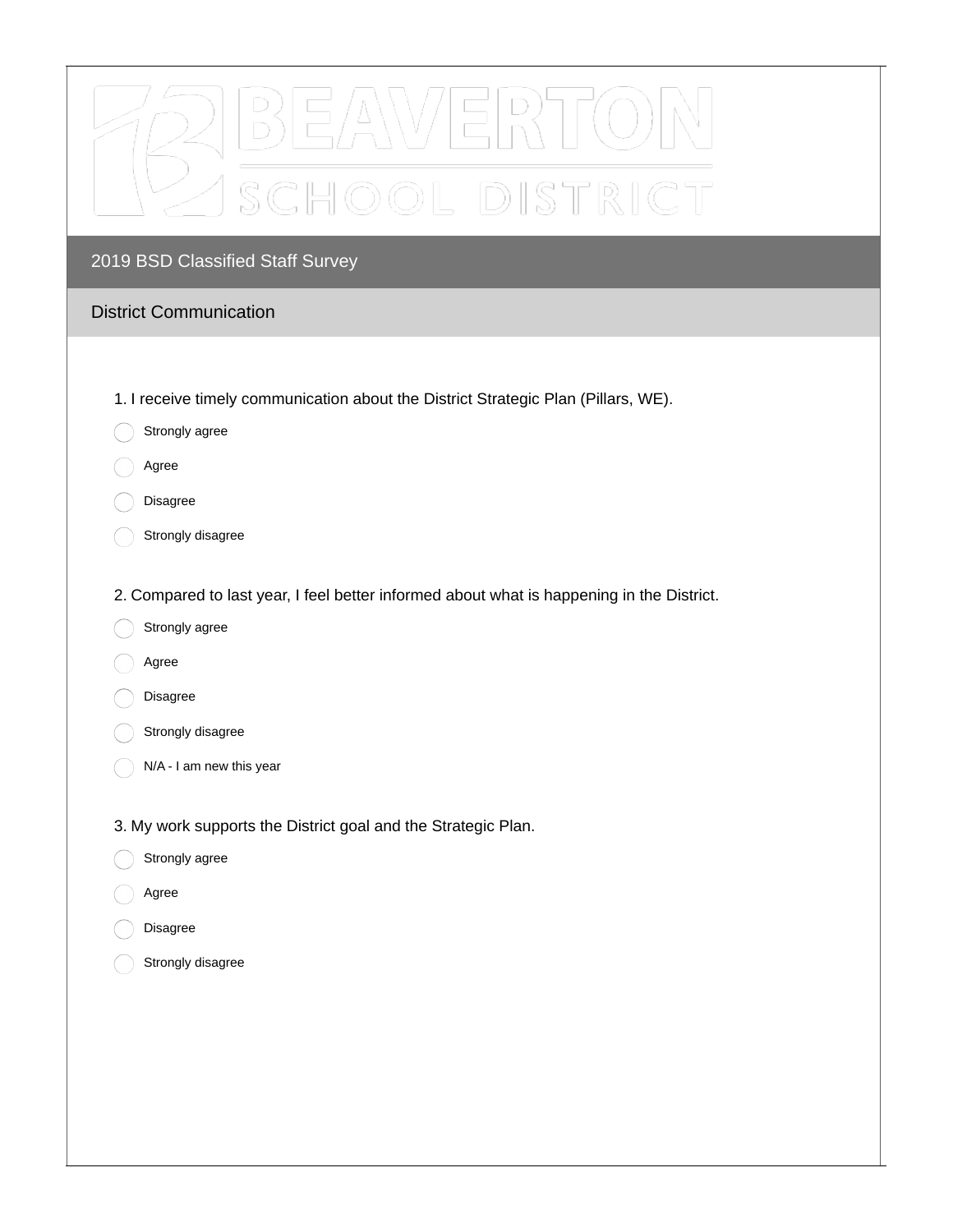# 2019 BSD Classified Staff Survey

## District Communication

1. I receive timely communication about the District Strategic Plan (Pillars, WE).

- Strongly agree
- Agree
- Disagree
- Strongly disagree

2. Compared to last year, I feel better informed about what is happening in the District.

- Strongly agree
- Agree
- Disagree
- Strongly disagree
- N/A - I am new this year

3. My work supports the District goal and the Strategic Plan.

- Strongly agree
- Agree
- Disagree
- Strongly disagree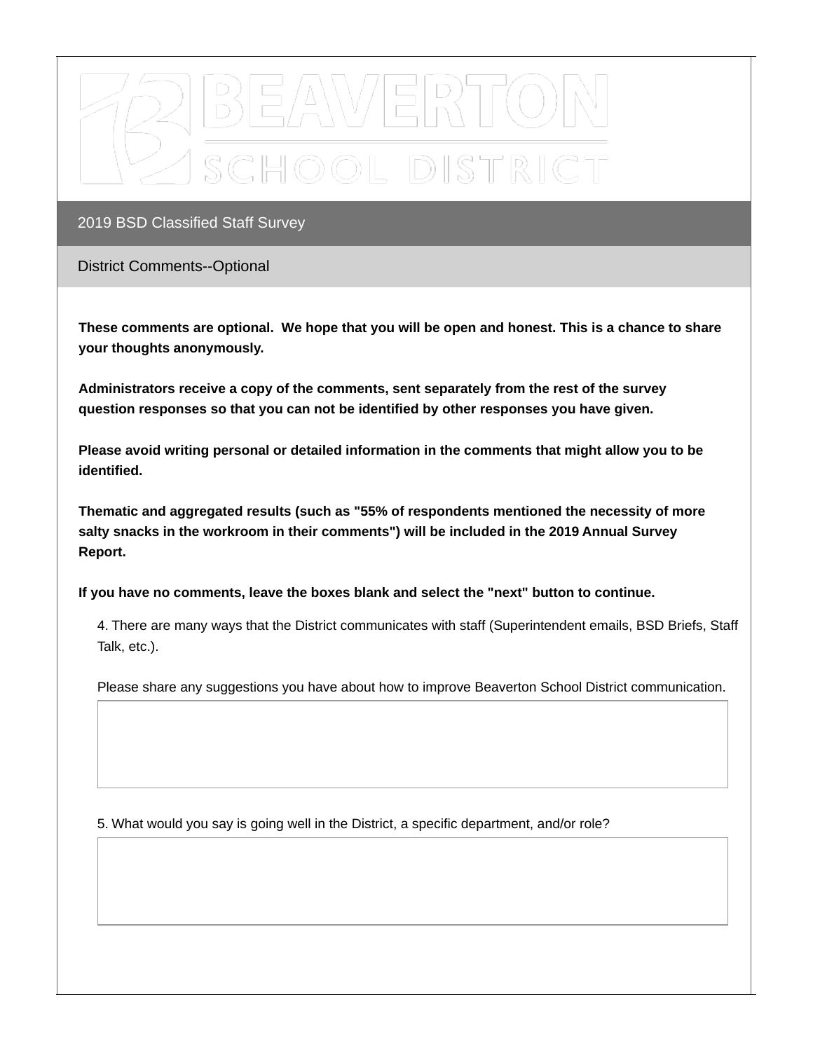# BEAVERTON SCHOOL DISTRICT

## 2019 BSD Classified Staff Survey

### District Comments--Optional

**These comments are optional. We hope that you will be open and honest. This is a chance to share your thoughts anonymously.**

**Administrators receive a copy of the comments, sent separately from the rest of the survey question responses so that you can not be identified by other responses you have given.**

**Please avoid writing personal or detailed information in the comments that might allow you to be identified.**

**Thematic and aggregated results (such as "55% of respondents mentioned the necessity of more salty snacks in the workroom in their comments") will be included in the 2019 Annual Survey Report.**

**If you have no comments, leave the boxes blank and select the "next" button to continue.**

4. There are many ways that the District communicates with staff (Superintendent emails, BSD Briefs, Staff Talk, etc.).

Please share any suggestions you have about how to improve Beaverton School District communication.

5. What would you say is going well in the District, a specific department, and/or role?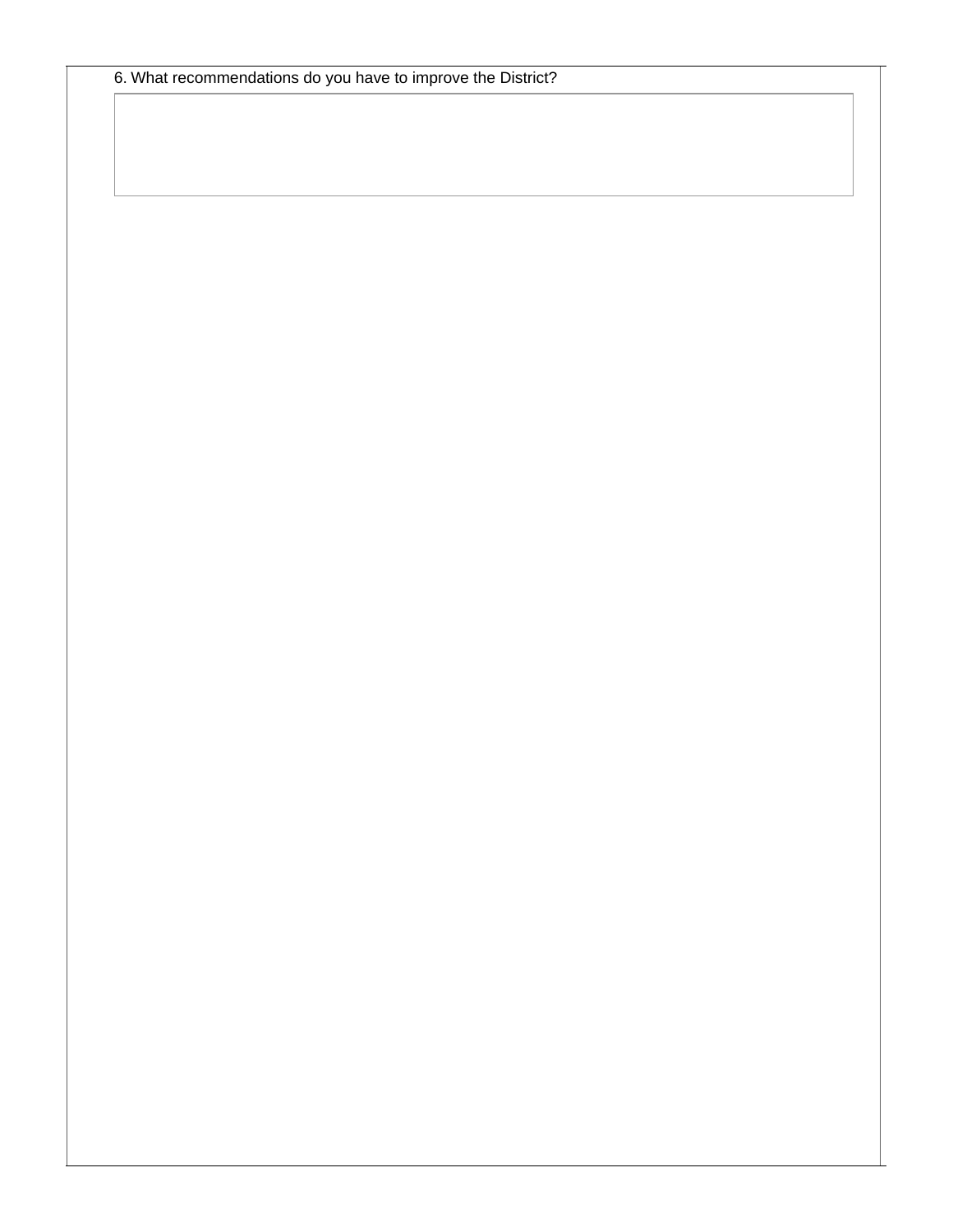6. What recommendations do you have to improve the District?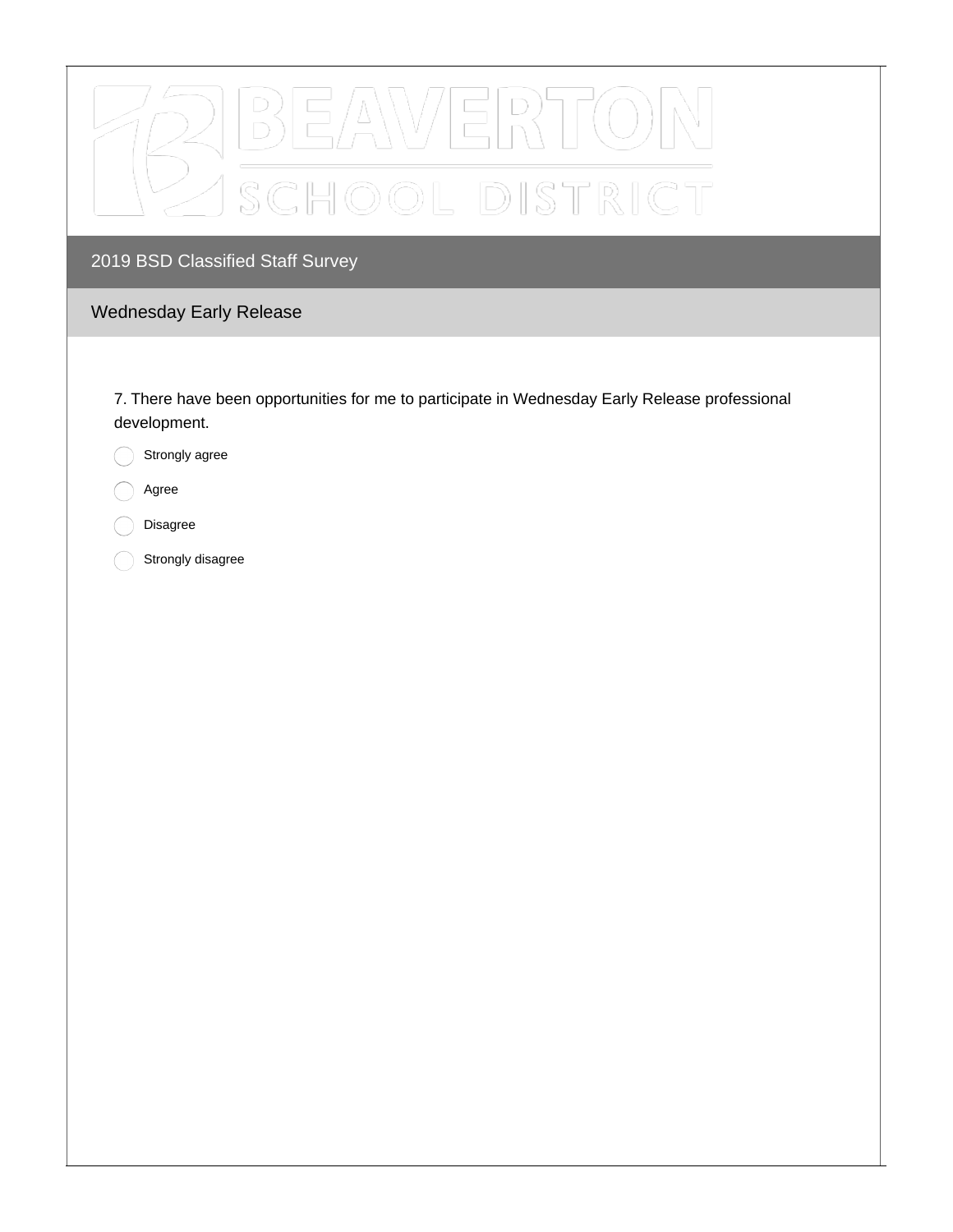# BEAVERTON SCHOOL DISTRICT

## 2019 BSD Classified Staff Survey

### Wednesday Early Release

7. There have been opportunities for me to participate in Wednesday Early Release professional development.

- Strongly agree
- Agree
- Disagree
- Strongly disagree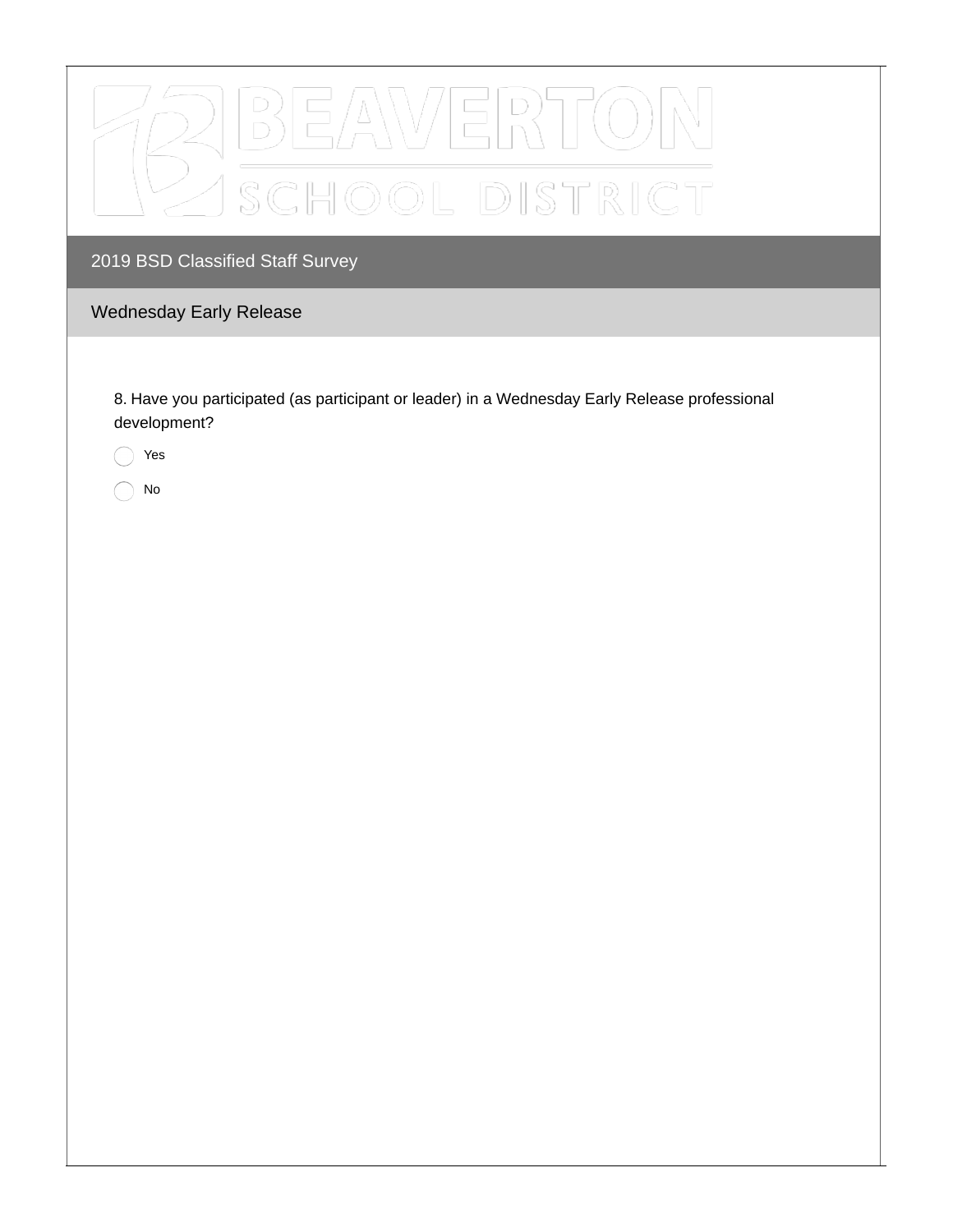# 2019 BSD Classified Staff Survey

## Wednesday Early Release

8. Have you participated (as participant or leader) in a Wednesday Early Release professional development?

- ◯ Yes
- ◯ No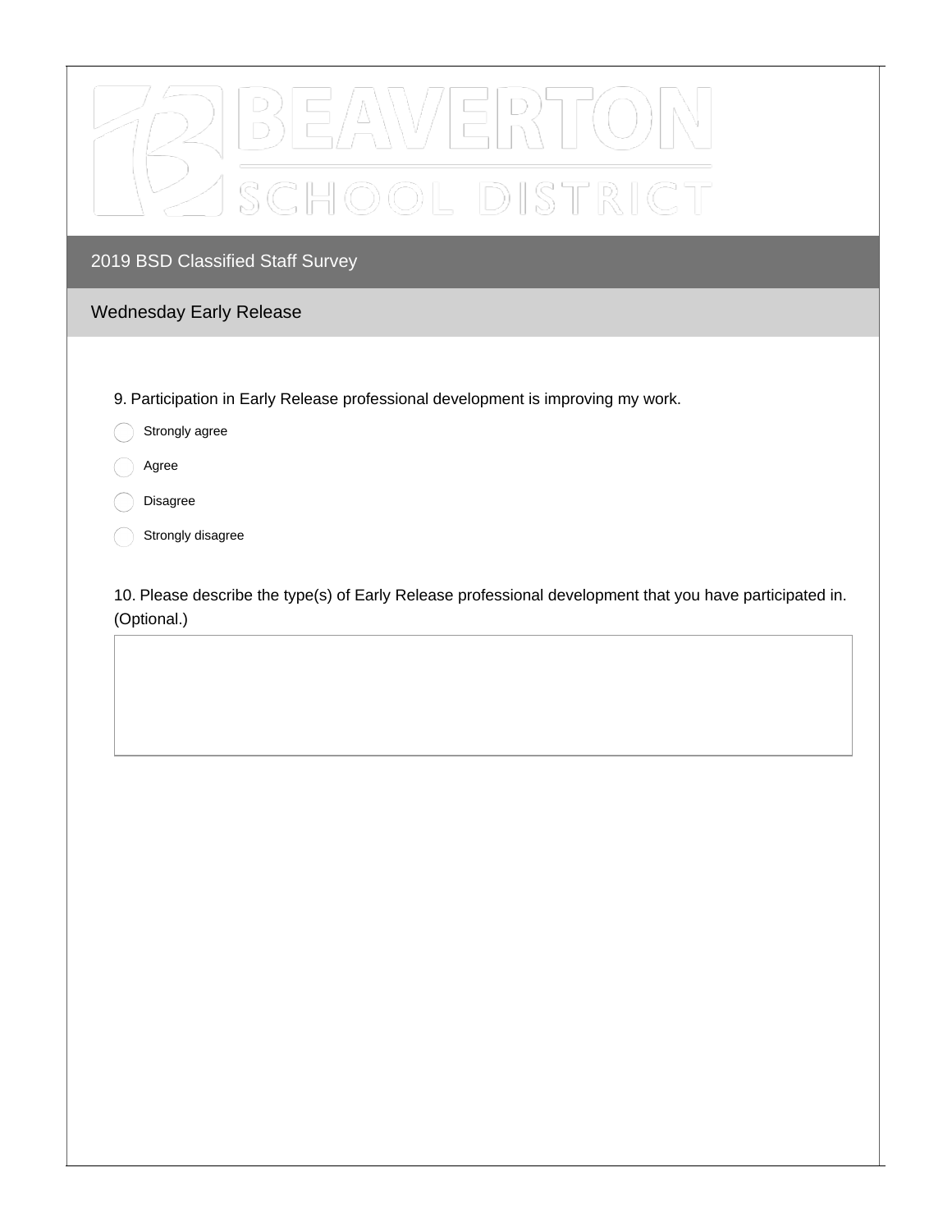# 2019 BSD Classified Staff Survey

## Wednesday Early Release

9. Participation in Early Release professional development is improving my work.

- Strongly agree
- Agree
- Disagree
- Strongly disagree

10. Please describe the type(s) of Early Release professional development that you have participated in. (Optional.)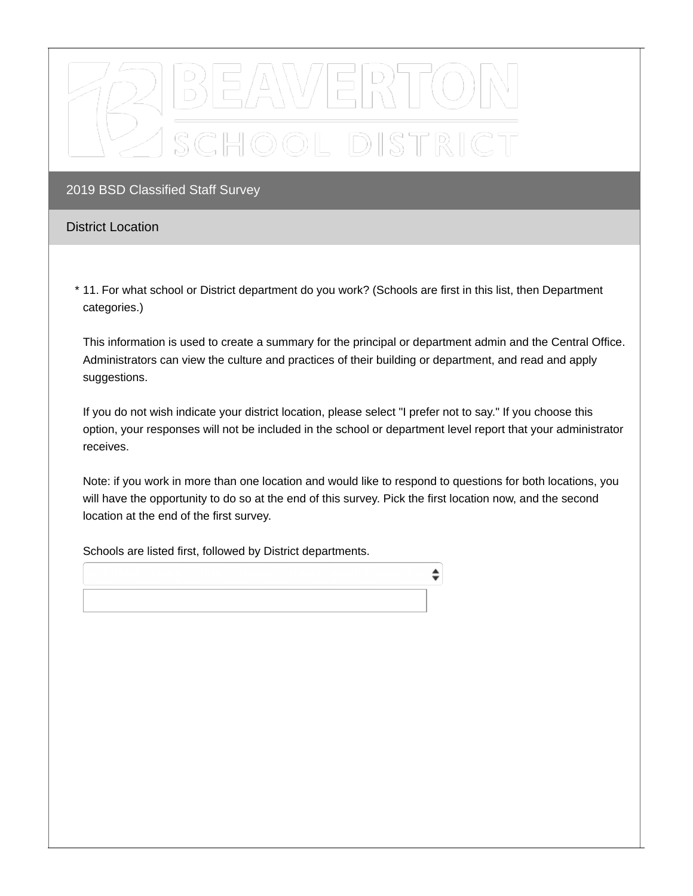BEAVERTON SCHOOL DISTRICT

## 2019 BSD Classified Staff Survey

### District Location

\* 11. For what school or District department do you work? (Schools are first in this list, then Department categories.)

This information is used to create a summary for the principal or department admin and the Central Office. Administrators can view the culture and practices of their building or department, and read and apply suggestions.

If you do not wish indicate your district location, please select "I prefer not to say." If you choose this option, your responses will not be included in the school or department level report that your administrator receives.

Note: if you work in more than one location and would like to respond to questions for both locations, you will have the opportunity to do so at the end of this survey. Pick the first location now, and the second location at the end of the first survey.

Schools are listed first, followed by District departments.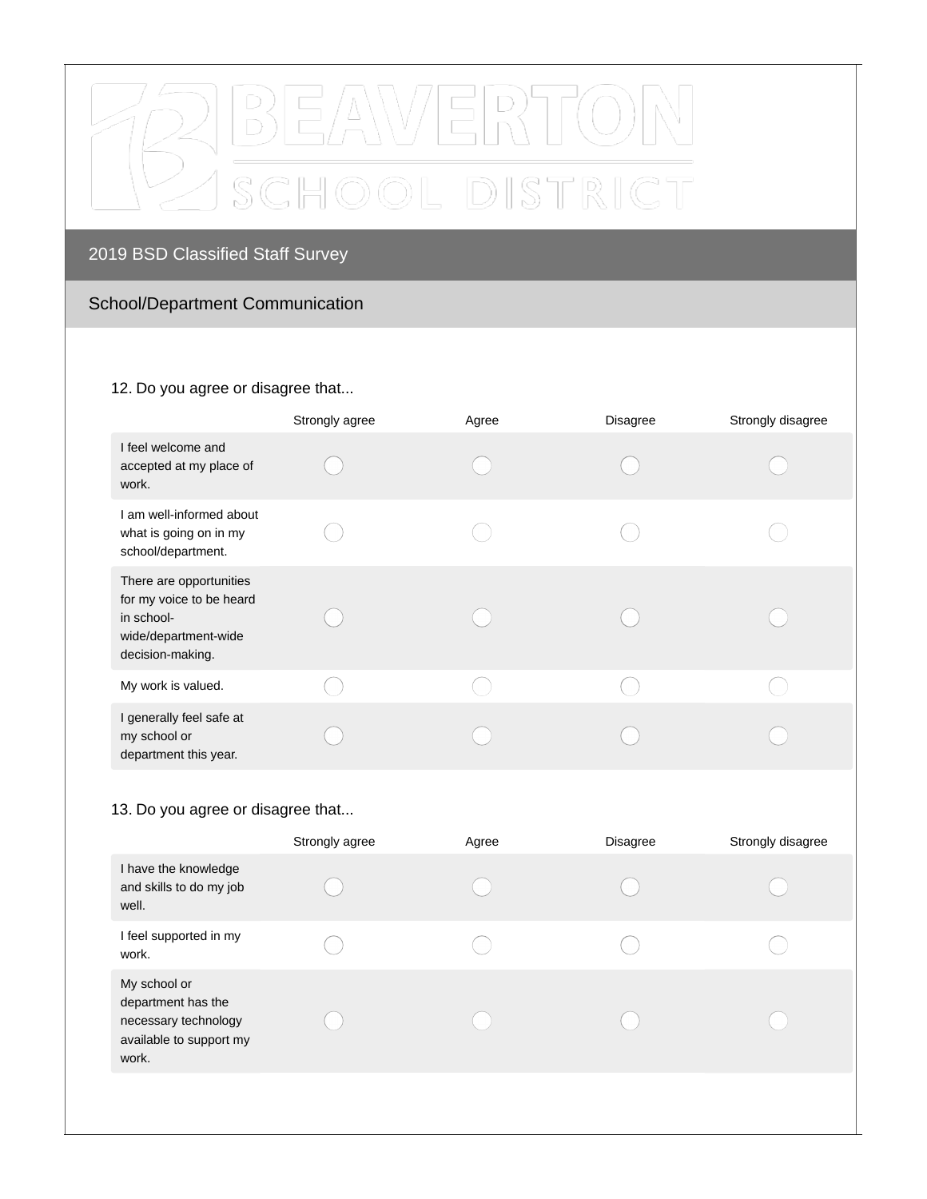# 2019 BSD Classified Staff Survey

## School/Department Communication

12. Do you agree or disagree that...

| | Strongly agree | Agree | Disagree | Strongly disagree |
|---|---|---|---|---|
| I feel welcome and accepted at my place of work. | ◯ | ◯ | ◯ | ◯ |
| I am well-informed about what is going on in my school/department. | ◯ | ◯ | ◯ | ◯ |
| There are opportunities for my voice to be heard in school-wide/department-wide decision-making. | ◯ | ◯ | ◯ | ◯ |
| My work is valued. | ◯ | ◯ | ◯ | ◯ |
| I generally feel safe at my school or department this year. | ◯ | ◯ | ◯ | ◯ |

13. Do you agree or disagree that...

| | Strongly agree | Agree | Disagree | Strongly disagree |
|---|---|---|---|---|
| I have the knowledge and skills to do my job well. | ◯ | ◯ | ◯ | ◯ |
| I feel supported in my work. | ◯ | ◯ | ◯ | ◯ |
| My school or department has the necessary technology available to support my work. | ◯ | ◯ | ◯ | ◯ |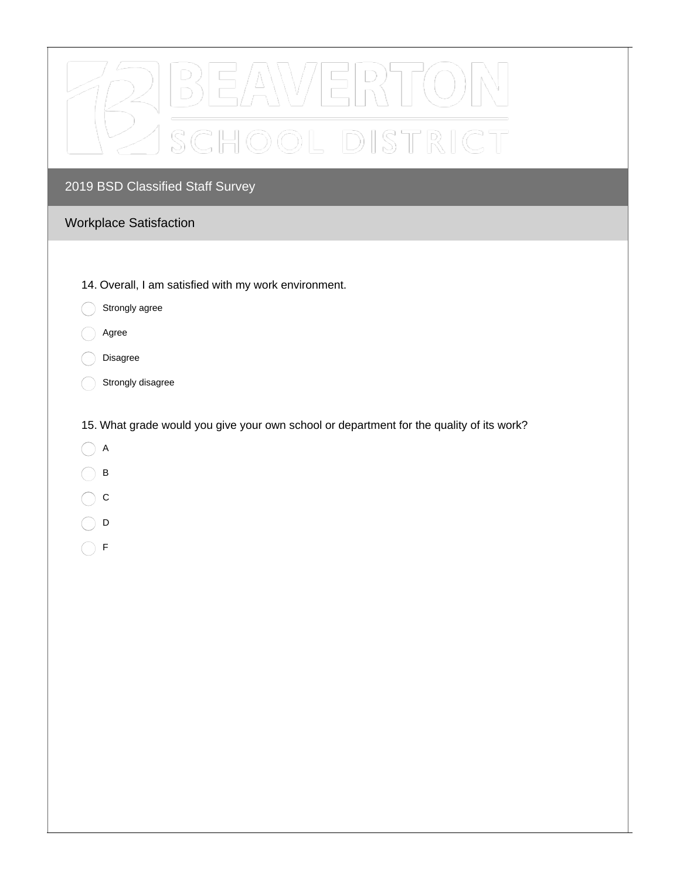# 2019 BSD Classified Staff Survey

## Workplace Satisfaction

14. Overall, I am satisfied with my work environment.

- Strongly agree
- Agree
- Disagree
- Strongly disagree

15. What grade would you give your own school or department for the quality of its work?

- A
- B
- C
- D
- F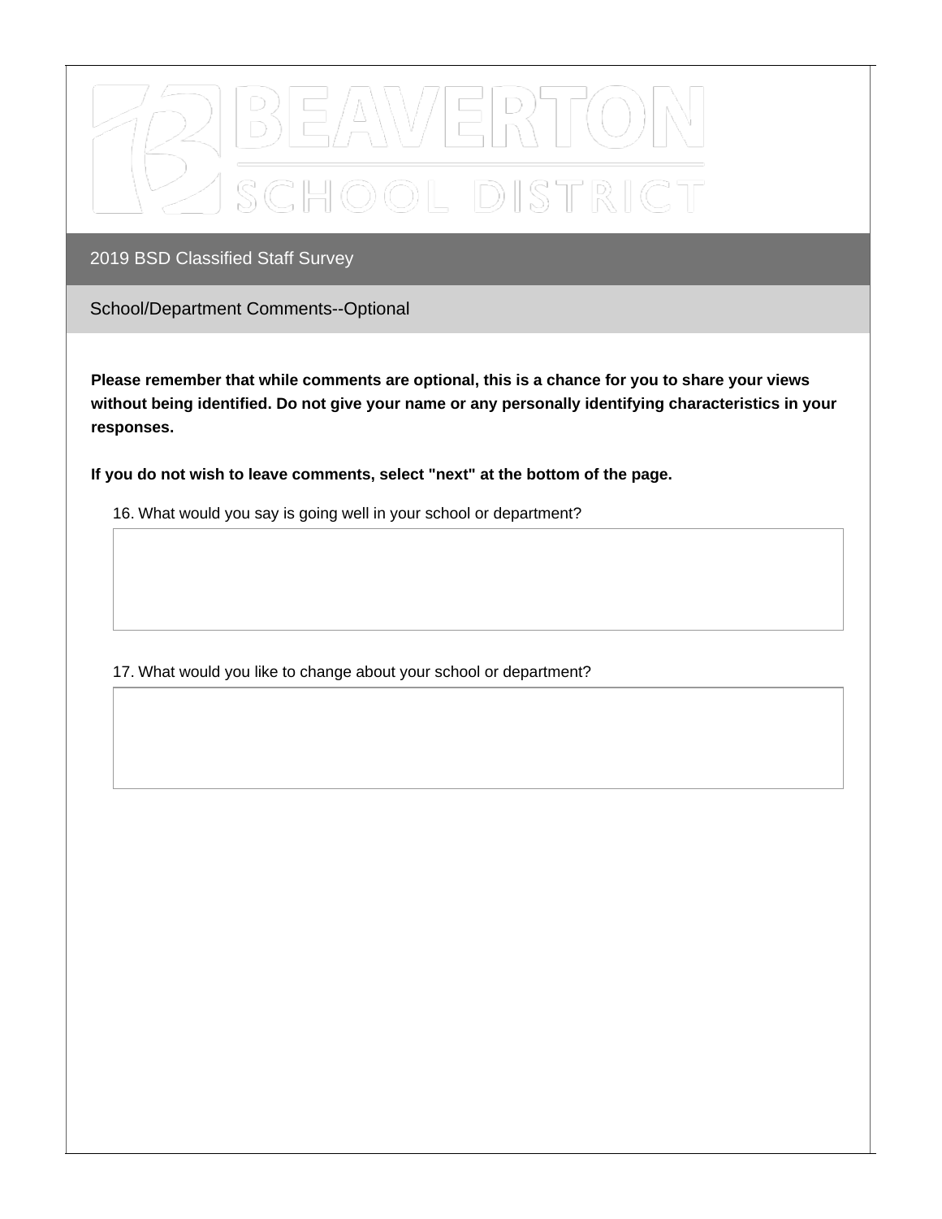BEAVERTON SCHOOL DISTRICT

## 2019 BSD Classified Staff Survey

### School/Department Comments--Optional

**Please remember that while comments are optional, this is a chance for you to share your views without being identified. Do not give your name or any personally identifying characteristics in your responses.**

**If you do not wish to leave comments, select "next" at the bottom of the page.**

16. What would you say is going well in your school or department?

17. What would you like to change about your school or department?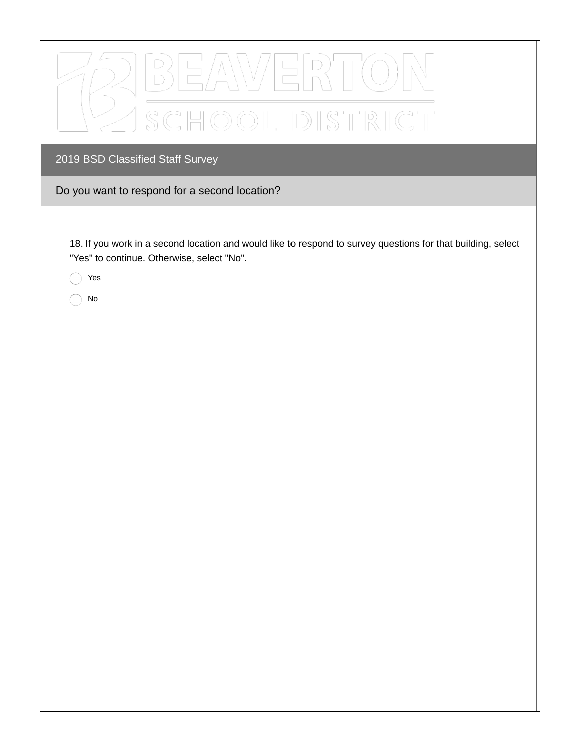# BEAVERTON SCHOOL DISTRICT

## 2019 BSD Classified Staff Survey

### Do you want to respond for a second location?

18. If you work in a second location and would like to respond to survey questions for that building, select "Yes" to continue. Otherwise, select "No".

- Yes
- No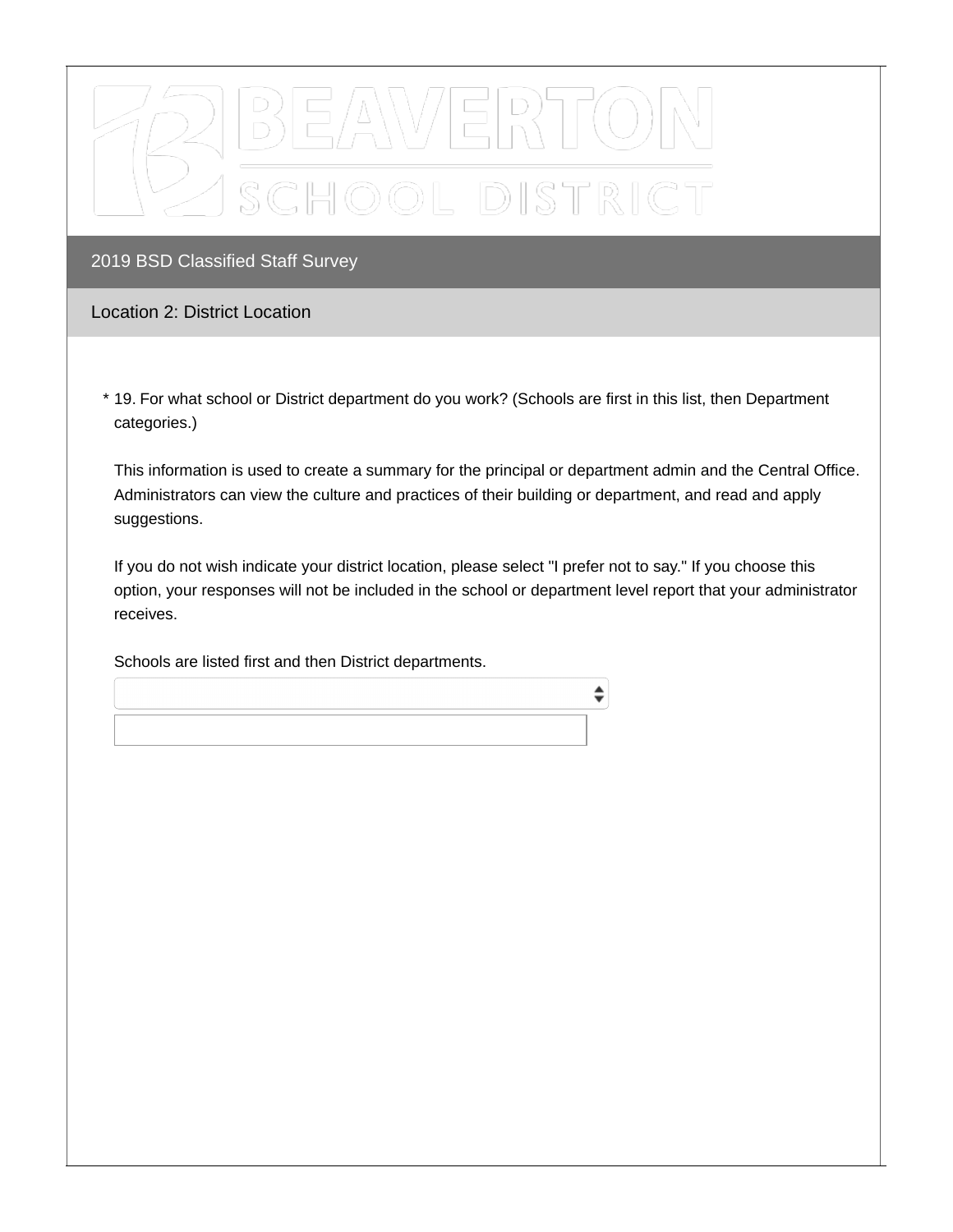# BEAVERTON SCHOOL DISTRICT

## 2019 BSD Classified Staff Survey

### Location 2: District Location

\* 19. For what school or District department do you work? (Schools are first in this list, then Department categories.)

This information is used to create a summary for the principal or department admin and the Central Office. Administrators can view the culture and practices of their building or department, and read and apply suggestions.

If you do not wish indicate your district location, please select "I prefer not to say." If you choose this option, your responses will not be included in the school or department level report that your administrator receives.

Schools are listed first and then District departments.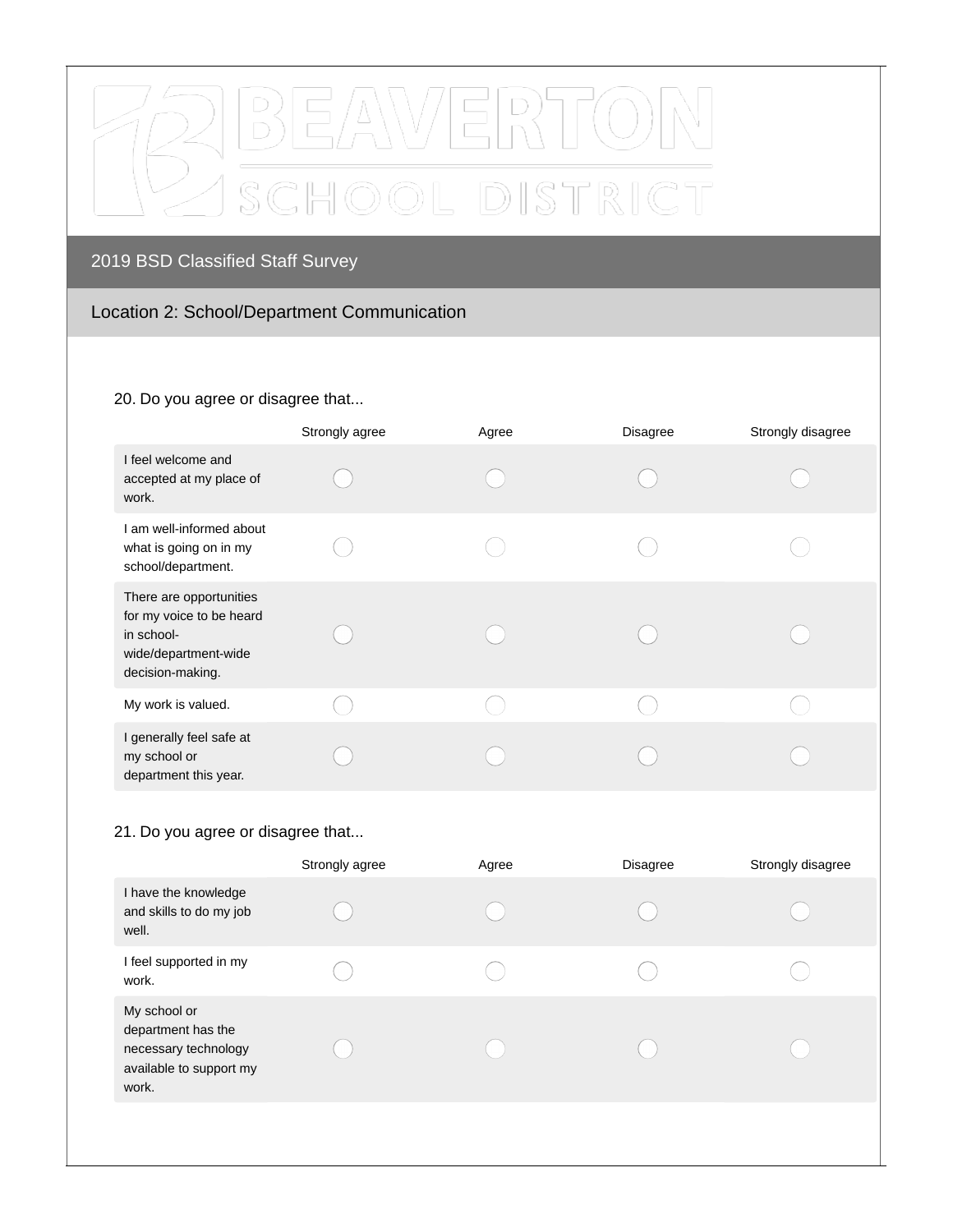BEAVERTON SCHOOL DISTRICT

# 2019 BSD Classified Staff Survey

## Location 2: School/Department Communication

20. Do you agree or disagree that...

| | Strongly agree | Agree | Disagree | Strongly disagree |
|---|---|---|---|---|
| I feel welcome and accepted at my place of work. | ◯ | ◯ | ◯ | ◯ |
| I am well-informed about what is going on in my school/department. | ◯ | ◯ | ◯ | ◯ |
| There are opportunities for my voice to be heard in school-wide/department-wide decision-making. | ◯ | ◯ | ◯ | ◯ |
| My work is valued. | ◯ | ◯ | ◯ | ◯ |
| I generally feel safe at my school or department this year. | ◯ | ◯ | ◯ | ◯ |

21. Do you agree or disagree that...

| | Strongly agree | Agree | Disagree | Strongly disagree |
|---|---|---|---|---|
| I have the knowledge and skills to do my job well. | ◯ | ◯ | ◯ | ◯ |
| I feel supported in my work. | ◯ | ◯ | ◯ | ◯ |
| My school or department has the necessary technology available to support my work. | ◯ | ◯ | ◯ | ◯ |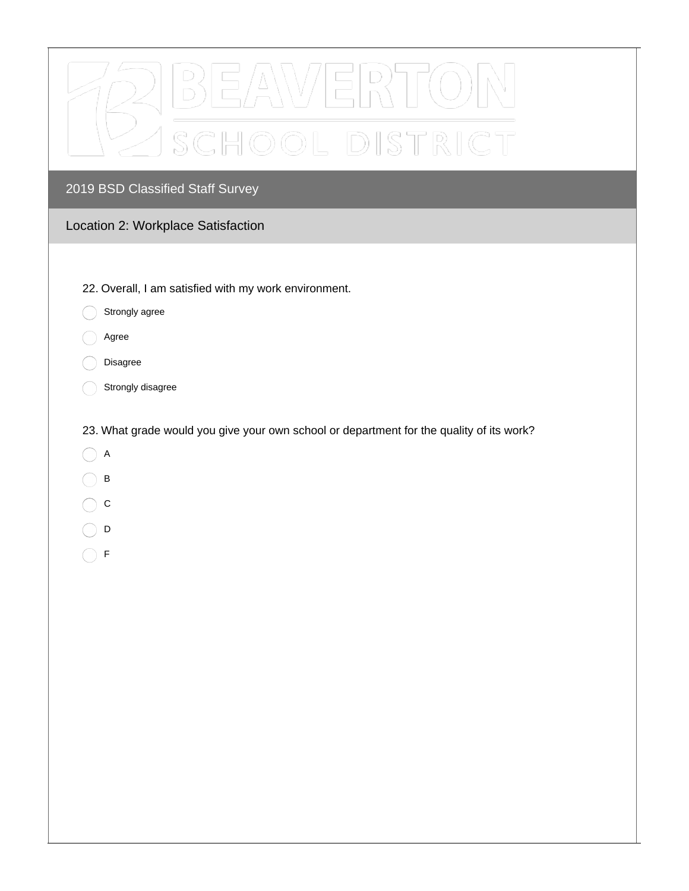## 2019 BSD Classified Staff Survey

### Location 2: Workplace Satisfaction

22. Overall, I am satisfied with my work environment.

- Strongly agree
- Agree
- Disagree
- Strongly disagree

23. What grade would you give your own school or department for the quality of its work?

- A
- B
- C
- D
- F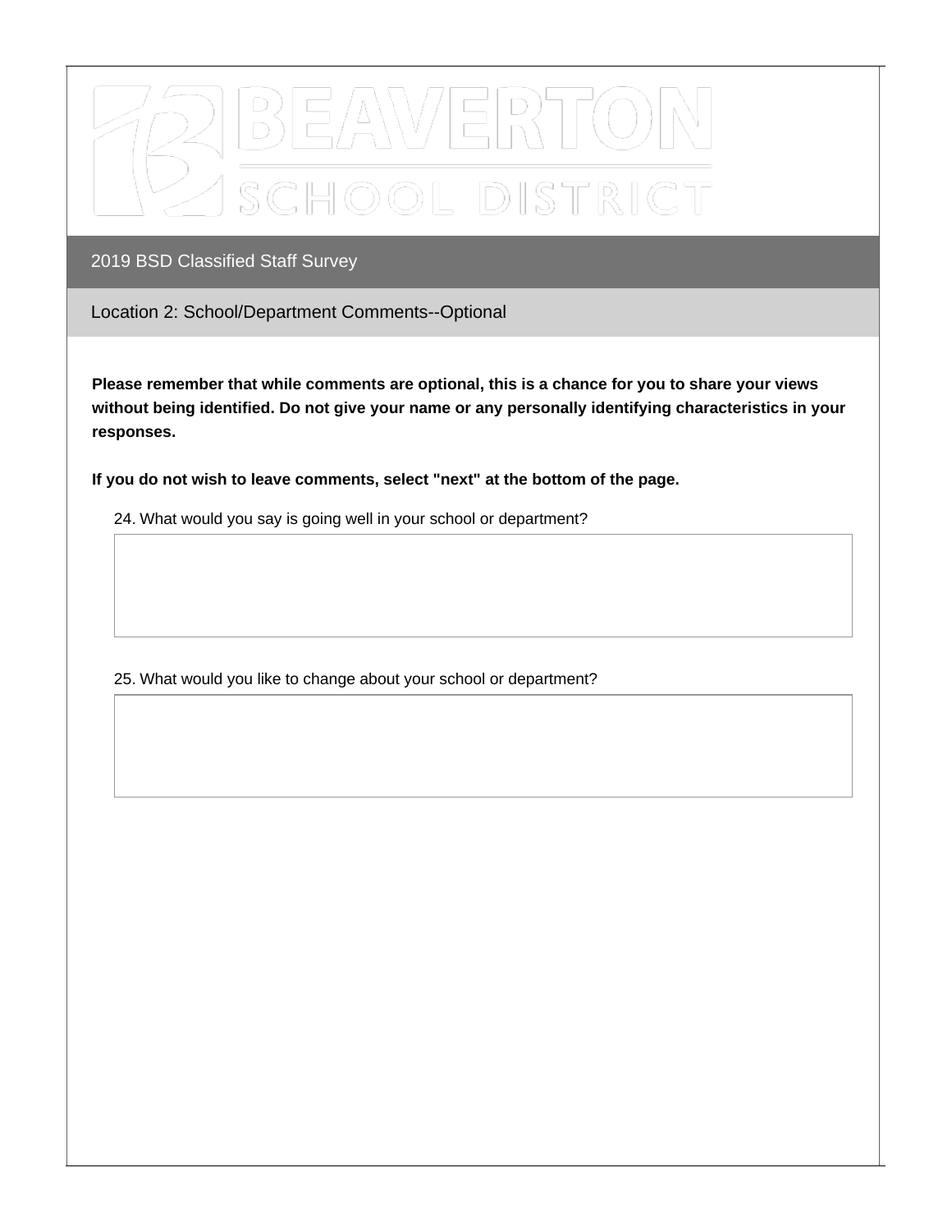# 2019 BSD Classified Staff Survey

## Location 2: School/Department Comments--Optional

**Please remember that while comments are optional, this is a chance for you to share your views without being identified. Do not give your name or any personally identifying characteristics in your responses.**

**If you do not wish to leave comments, select "next" at the bottom of the page.**

24. What would you say is going well in your school or department?

25. What would you like to change about your school or department?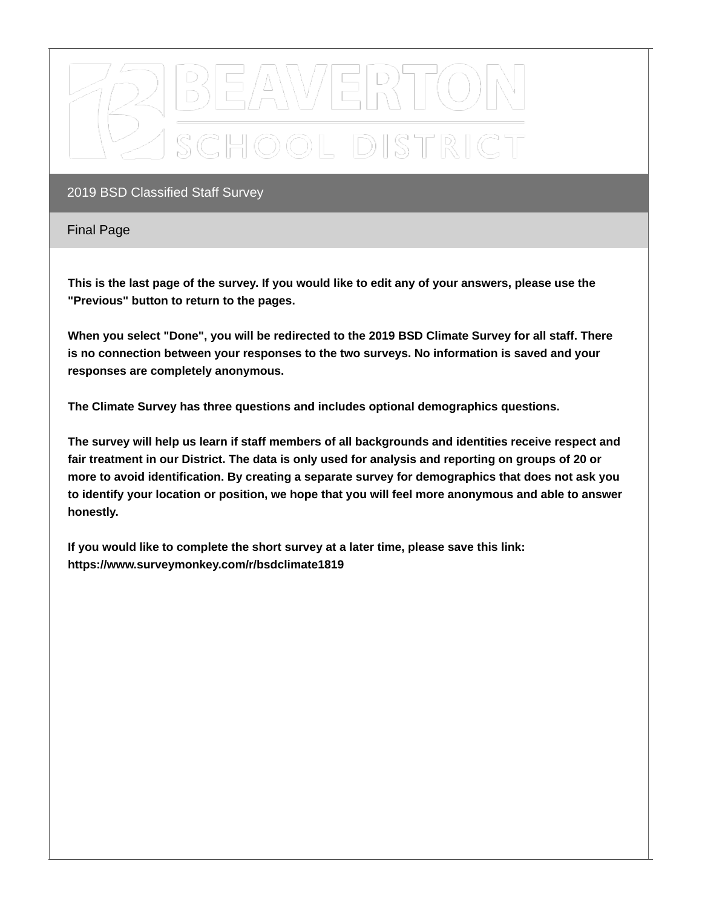BEAVERTON SCHOOL DISTRICT

## 2019 BSD Classified Staff Survey

### Final Page

**This is the last page of the survey. If you would like to edit any of your answers, please use the "Previous" button to return to the pages.**

**When you select "Done", you will be redirected to the 2019 BSD Climate Survey for all staff. There is no connection between your responses to the two surveys. No information is saved and your responses are completely anonymous.**

**The Climate Survey has three questions and includes optional demographics questions.**

**The survey will help us learn if staff members of all backgrounds and identities receive respect and fair treatment in our District. The data is only used for analysis and reporting on groups of 20 or more to avoid identification. By creating a separate survey for demographics that does not ask you to identify your location or position, we hope that you will feel more anonymous and able to answer honestly.**

**If you would like to complete the short survey at a later time, please save this link: https://www.surveymonkey.com/r/bsdclimate1819**